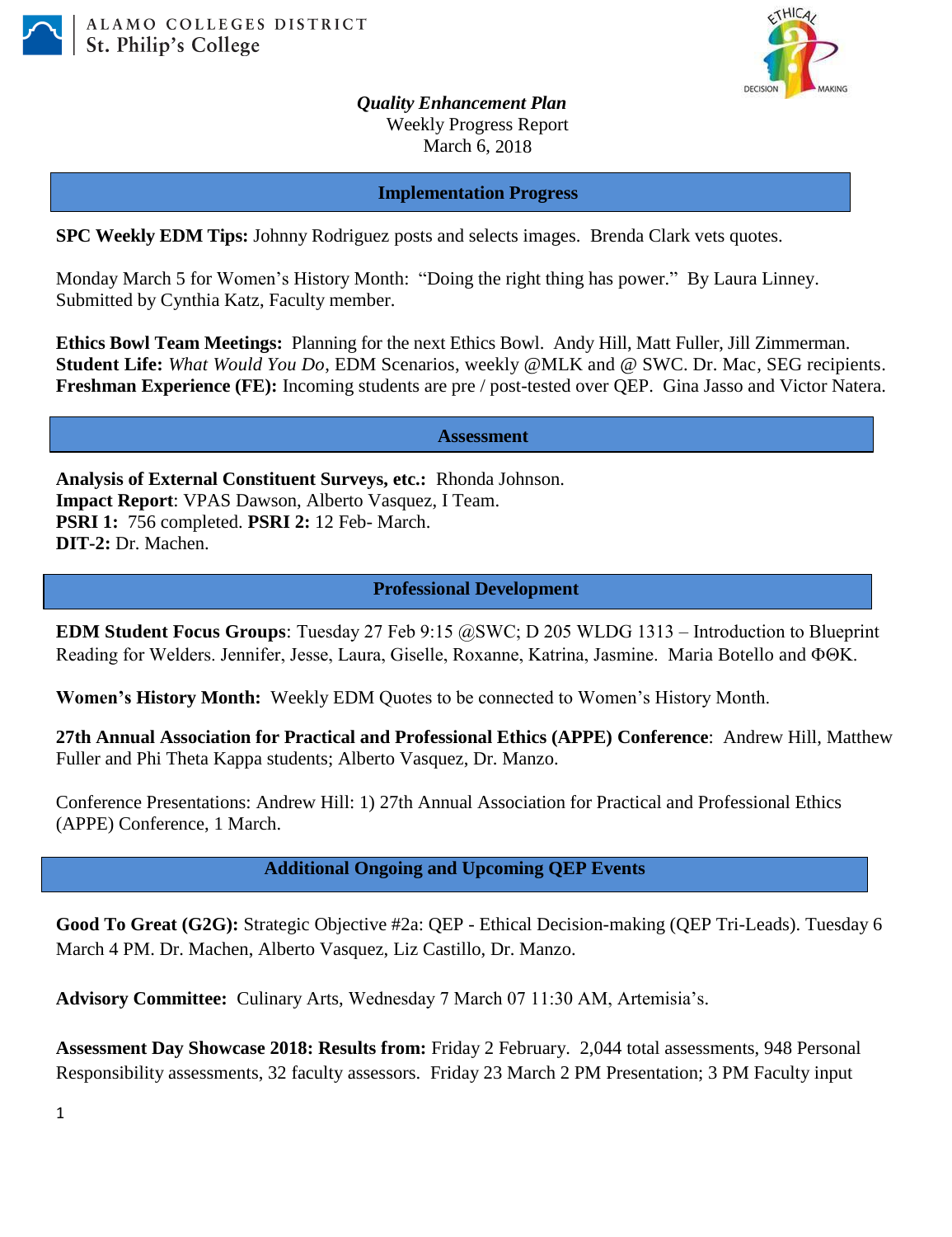ALAMO COLLEGES DISTRICT
St. Philip's College

***Quality Enhancement Plan***
Weekly Progress Report
March 6, 2018

## Implementation Progress

**SPC Weekly EDM Tips:** Johnny Rodriguez posts and selects images. Brenda Clark vets quotes.

Monday March 5 for Women's History Month: "Doing the right thing has power." By Laura Linney. Submitted by Cynthia Katz, Faculty member.

**Ethics Bowl Team Meetings:** Planning for the next Ethics Bowl. Andy Hill, Matt Fuller, Jill Zimmerman.
**Student Life:** *What Would You Do*, EDM Scenarios, weekly @MLK and @ SWC. Dr. Mac, SEG recipients.
**Freshman Experience (FE):** Incoming students are pre / post-tested over QEP. Gina Jasso and Victor Natera.

## Assessment

**Analysis of External Constituent Surveys, etc.:** Rhonda Johnson.
**Impact Report**: VPAS Dawson, Alberto Vasquez, I Team.
**PSRI 1:** 756 completed. **PSRI 2:** 12 Feb- March.
**DIT-2:** Dr. Machen.

## Professional Development

**EDM Student Focus Groups**: Tuesday 27 Feb 9:15 @SWC; D 205 WLDG 1313 – Introduction to Blueprint Reading for Welders. Jennifer, Jesse, Laura, Giselle, Roxanne, Katrina, Jasmine. Maria Botello and ΦΘΚ.

**Women's History Month:** Weekly EDM Quotes to be connected to Women's History Month.

**27th Annual Association for Practical and Professional Ethics (APPE) Conference**: Andrew Hill, Matthew Fuller and Phi Theta Kappa students; Alberto Vasquez, Dr. Manzo.

Conference Presentations: Andrew Hill: 1) 27th Annual Association for Practical and Professional Ethics (APPE) Conference, 1 March.

## Additional Ongoing and Upcoming QEP Events

**Good To Great (G2G):** Strategic Objective #2a: QEP - Ethical Decision-making (QEP Tri-Leads). Tuesday 6 March 4 PM. Dr. Machen, Alberto Vasquez, Liz Castillo, Dr. Manzo.

**Advisory Committee:** Culinary Arts, Wednesday 7 March 07 11:30 AM, Artemisia's.

**Assessment Day Showcase 2018: Results from:** Friday 2 February. 2,044 total assessments, 948 Personal Responsibility assessments, 32 faculty assessors. Friday 23 March 2 PM Presentation; 3 PM Faculty input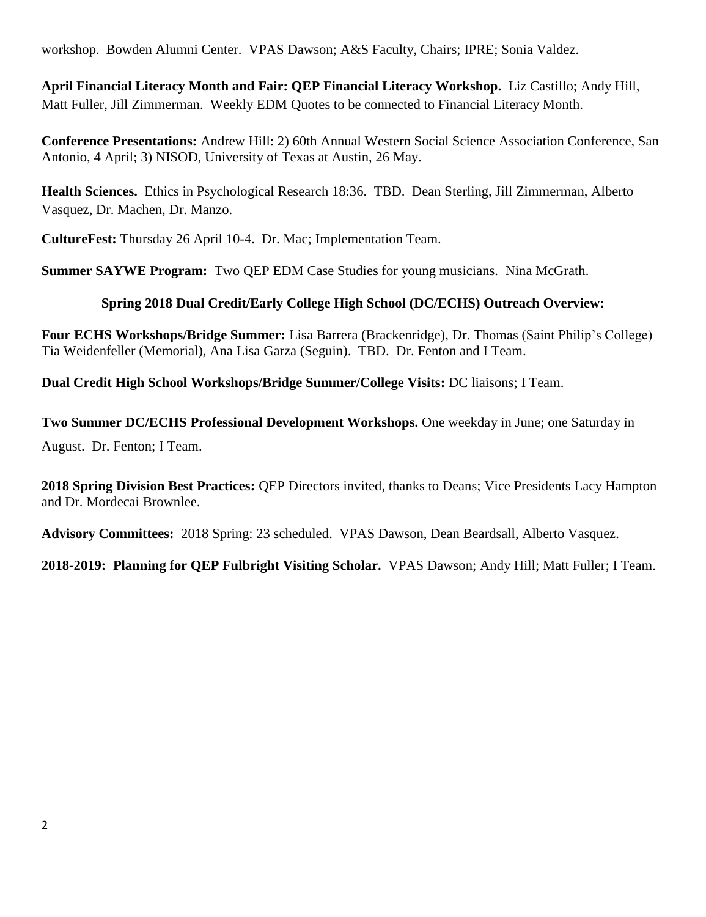workshop. Bowden Alumni Center. VPAS Dawson; A&S Faculty, Chairs; IPRE; Sonia Valdez.

**April Financial Literacy Month and Fair: QEP Financial Literacy Workshop.** Liz Castillo; Andy Hill, Matt Fuller, Jill Zimmerman. Weekly EDM Quotes to be connected to Financial Literacy Month.

**Conference Presentations:** Andrew Hill: 2) 60th Annual Western Social Science Association Conference, San Antonio, 4 April; 3) NISOD, University of Texas at Austin, 26 May.

**Health Sciences.** Ethics in Psychological Research 18:36. TBD. Dean Sterling, Jill Zimmerman, Alberto Vasquez, Dr. Machen, Dr. Manzo.

**CultureFest:** Thursday 26 April 10-4. Dr. Mac; Implementation Team.

**Summer SAYWE Program:** Two QEP EDM Case Studies for young musicians. Nina McGrath.

**Spring 2018 Dual Credit/Early College High School (DC/ECHS) Outreach Overview:**

**Four ECHS Workshops/Bridge Summer:** Lisa Barrera (Brackenridge), Dr. Thomas (Saint Philip's College) Tia Weidenfeller (Memorial), Ana Lisa Garza (Seguin). TBD. Dr. Fenton and I Team.

**Dual Credit High School Workshops/Bridge Summer/College Visits:** DC liaisons; I Team.

**Two Summer DC/ECHS Professional Development Workshops.** One weekday in June; one Saturday in August. Dr. Fenton; I Team.

**2018 Spring Division Best Practices:** QEP Directors invited, thanks to Deans; Vice Presidents Lacy Hampton and Dr. Mordecai Brownlee.

**Advisory Committees:** 2018 Spring: 23 scheduled. VPAS Dawson, Dean Beardsall, Alberto Vasquez.

**2018-2019: Planning for QEP Fulbright Visiting Scholar.** VPAS Dawson; Andy Hill; Matt Fuller; I Team.